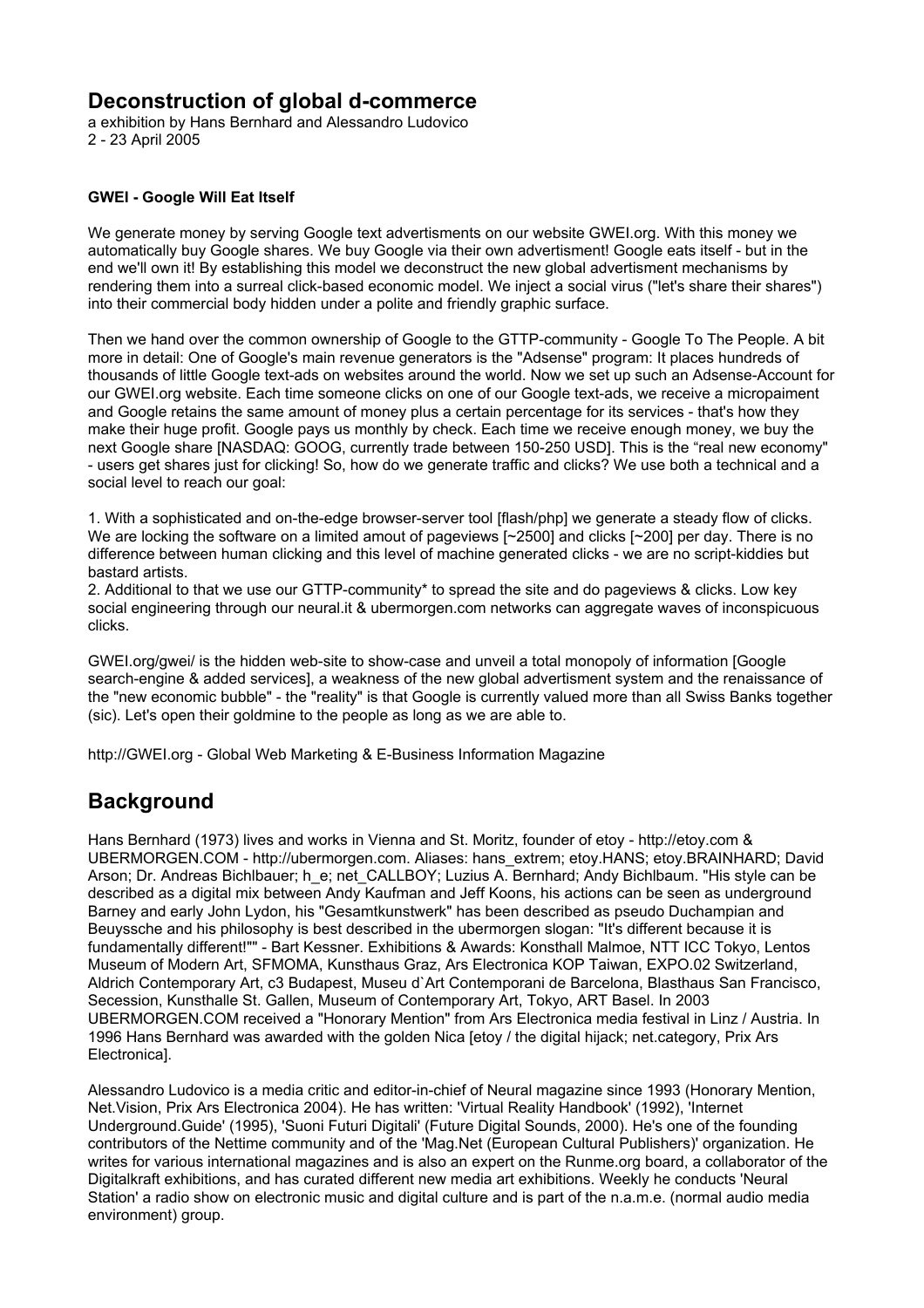# Deconstruction of global d-commerce

a exhibition by Hans Bernhard and Alessandro Ludovico
2 - 23 April 2005

**GWEI - Google Will Eat Itself**

We generate money by serving Google text advertisments on our website GWEI.org. With this money we automatically buy Google shares. We buy Google via their own advertisment! Google eats itself - but in the end we'll own it! By establishing this model we deconstruct the new global advertisment mechanisms by rendering them into a surreal click-based economic model. We inject a social virus ("let's share their shares") into their commercial body hidden under a polite and friendly graphic surface.

Then we hand over the common ownership of Google to the GTTP-community - Google To The People. A bit more in detail: One of Google's main revenue generators is the "Adsense" program: It places hundreds of thousands of little Google text-ads on websites around the world. Now we set up such an Adsense-Account for our GWEI.org website. Each time someone clicks on one of our Google text-ads, we receive a micropaiment and Google retains the same amount of money plus a certain percentage for its services - that's how they make their huge profit. Google pays us monthly by check. Each time we receive enough money, we buy the next Google share [NASDAQ: GOOG, currently trade between 150-250 USD]. This is the "real new economy" - users get shares just for clicking! So, how do we generate traffic and clicks? We use both a technical and a social level to reach our goal:

1. With a sophisticated and on-the-edge browser-server tool [flash/php] we generate a steady flow of clicks. We are locking the software on a limited amout of pageviews [~2500] and clicks [~200] per day. There is no difference between human clicking and this level of machine generated clicks - we are no script-kiddies but bastard artists.
2. Additional to that we use our GTTP-community* to spread the site and do pageviews & clicks. Low key social engineering through our neural.it & ubermorgen.com networks can aggregate waves of inconspicuous clicks.

GWEI.org/gwei/ is the hidden web-site to show-case and unveil a total monopoly of information [Google search-engine & added services], a weakness of the new global advertisment system and the renaissance of the "new economic bubble" - the "reality" is that Google is currently valued more than all Swiss Banks together (sic). Let's open their goldmine to the people as long as we are able to.

http://GWEI.org - Global Web Marketing & E-Business Information Magazine

## Background

Hans Bernhard (1973) lives and works in Vienna and St. Moritz, founder of etoy - http://etoy.com & UBERMORGEN.COM - http://ubermorgen.com. Aliases: hans_extrem; etoy.HANS; etoy.BRAINHARD; David Arson; Dr. Andreas Bichlbauer; h_e; net_CALLBOY; Luzius A. Bernhard; Andy Bichlbaum. "His style can be described as a digital mix between Andy Kaufman and Jeff Koons, his actions can be seen as underground Barney and early John Lydon, his "Gesamtkunstwerk" has been described as pseudo Duchampian and Beuyssche and his philosophy is best described in the ubermorgen slogan: "It's different because it is fundamentally different!"" - Bart Kessner. Exhibitions & Awards: Konsthall Malmoe, NTT ICC Tokyo, Lentos Museum of Modern Art, SFMOMA, Kunsthaus Graz, Ars Electronica KOP Taiwan, EXPO.02 Switzerland, Aldrich Contemporary Art, c3 Budapest, Museu d`Art Contemporani de Barcelona, Blasthaus San Francisco, Secession, Kunsthalle St. Gallen, Museum of Contemporary Art, Tokyo, ART Basel. In 2003 UBERMORGEN.COM received a "Honorary Mention" from Ars Electronica media festival in Linz / Austria. In 1996 Hans Bernhard was awarded with the golden Nica [etoy / the digital hijack; net.category, Prix Ars Electronica].

Alessandro Ludovico is a media critic and editor-in-chief of Neural magazine since 1993 (Honorary Mention, Net.Vision, Prix Ars Electronica 2004). He has written: 'Virtual Reality Handbook' (1992), 'Internet Underground.Guide' (1995), 'Suoni Futuri Digitali' (Future Digital Sounds, 2000). He's one of the founding contributors of the Nettime community and of the 'Mag.Net (European Cultural Publishers)' organization. He writes for various international magazines and is also an expert on the Runme.org board, a collaborator of the Digitalkraft exhibitions, and has curated different new media art exhibitions. Weekly he conducts 'Neural Station' a radio show on electronic music and digital culture and is part of the n.a.m.e. (normal audio media environment) group.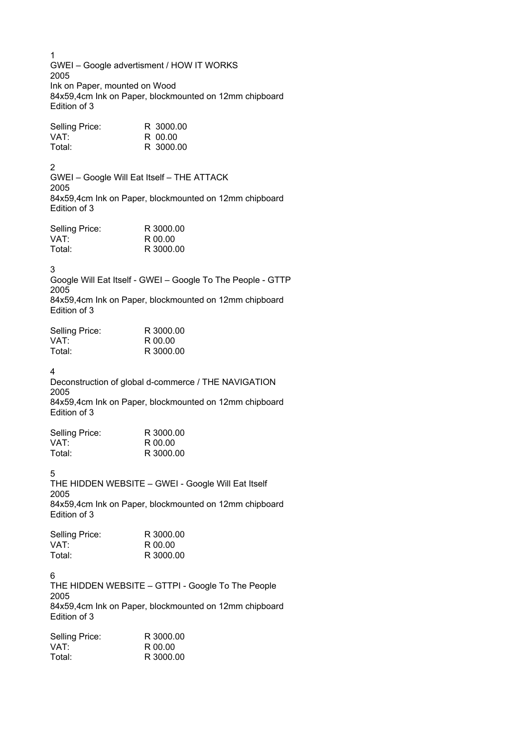1
GWEI – Google advertisment / HOW IT WORKS
2005
Ink on Paper, mounted on Wood
84x59,4cm Ink on Paper, blockmounted on 12mm chipboard
Edition of 3

| | |
|---|---|
| Selling Price: | R 3000.00 |
| VAT: | R 00.00 |
| Total: | R 3000.00 |

2
GWEI – Google Will Eat Itself – THE ATTACK
2005
84x59,4cm Ink on Paper, blockmounted on 12mm chipboard
Edition of 3

| | |
|---|---|
| Selling Price: | R 3000.00 |
| VAT: | R 00.00 |
| Total: | R 3000.00 |

3
Google Will Eat Itself - GWEI – Google To The People - GTTP
2005
84x59,4cm Ink on Paper, blockmounted on 12mm chipboard
Edition of 3

| | |
|---|---|
| Selling Price: | R 3000.00 |
| VAT: | R 00.00 |
| Total: | R 3000.00 |

4
Deconstruction of global d-commerce / THE NAVIGATION
2005
84x59,4cm Ink on Paper, blockmounted on 12mm chipboard
Edition of 3

| | |
|---|---|
| Selling Price: | R 3000.00 |
| VAT: | R 00.00 |
| Total: | R 3000.00 |

5
THE HIDDEN WEBSITE – GWEI - Google Will Eat Itself
2005
84x59,4cm Ink on Paper, blockmounted on 12mm chipboard
Edition of 3

| | |
|---|---|
| Selling Price: | R 3000.00 |
| VAT: | R 00.00 |
| Total: | R 3000.00 |

6
THE HIDDEN WEBSITE – GTTPI - Google To The People
2005
84x59,4cm Ink on Paper, blockmounted on 12mm chipboard
Edition of 3

| | |
|---|---|
| Selling Price: | R 3000.00 |
| VAT: | R 00.00 |
| Total: | R 3000.00 |